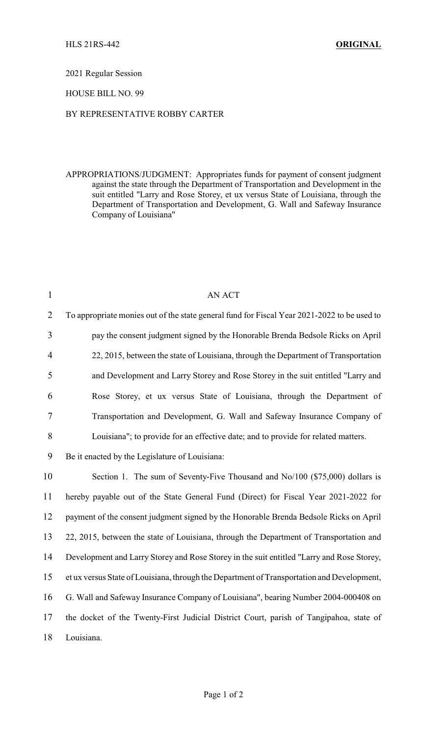HLS 21RS-442 **ORIGINAL**

2021 Regular Session

HOUSE BILL NO. 99

BY REPRESENTATIVE ROBBY CARTER

APPROPRIATIONS/JUDGMENT: Appropriates funds for payment of consent judgment against the state through the Department of Transportation and Development in the suit entitled "Larry and Rose Storey, et ux versus State of Louisiana, through the Department of Transportation and Development, G. Wall and Safeway Insurance Company of Louisiana"

AN ACT

To appropriate monies out of the state general fund for Fiscal Year 2021-2022 to be used to pay the consent judgment signed by the Honorable Brenda Bedsole Ricks on April 22, 2015, between the state of Louisiana, through the Department of Transportation and Development and Larry Storey and Rose Storey in the suit entitled "Larry and Rose Storey, et ux versus State of Louisiana, through the Department of Transportation and Development, G. Wall and Safeway Insurance Company of Louisiana"; to provide for an effective date; and to provide for related matters.

Be it enacted by the Legislature of Louisiana:

Section 1. The sum of Seventy-Five Thousand and No/100 ($75,000) dollars is hereby payable out of the State General Fund (Direct) for Fiscal Year 2021-2022 for payment of the consent judgment signed by the Honorable Brenda Bedsole Ricks on April 22, 2015, between the state of Louisiana, through the Department of Transportation and Development and Larry Storey and Rose Storey in the suit entitled "Larry and Rose Storey, et ux versus State of Louisiana, through the Department of Transportation and Development, G. Wall and Safeway Insurance Company of Louisiana", bearing Number 2004-000408 on the docket of the Twenty-First Judicial District Court, parish of Tangipahoa, state of Louisiana.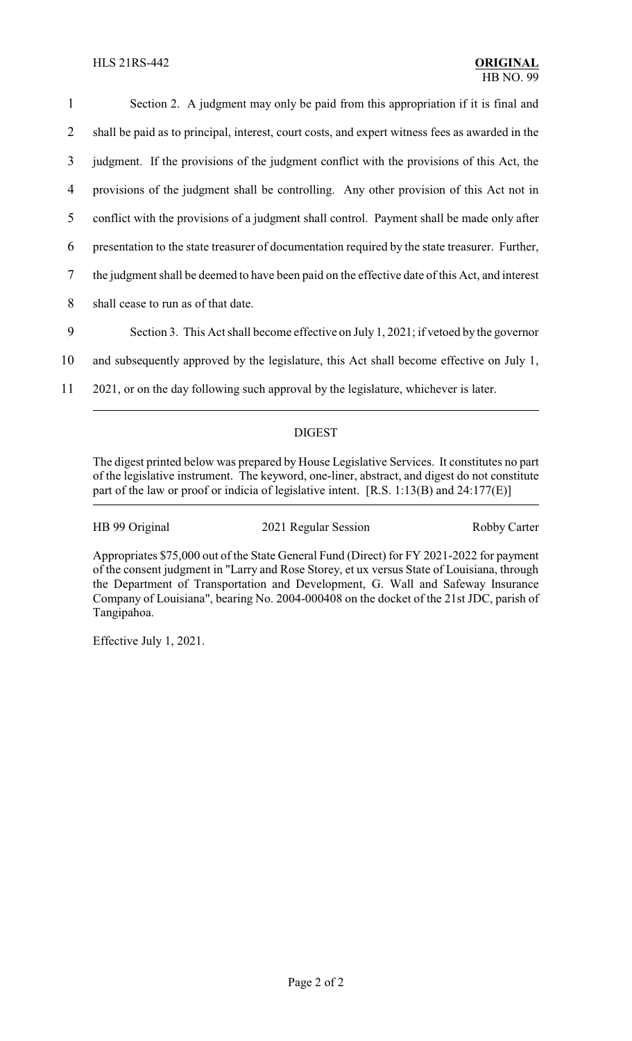Section 2. A judgment may only be paid from this appropriation if it is final and shall be paid as to principal, interest, court costs, and expert witness fees as awarded in the judgment. If the provisions of the judgment conflict with the provisions of this Act, the provisions of the judgment shall be controlling. Any other provision of this Act not in conflict with the provisions of a judgment shall control. Payment shall be made only after presentation to the state treasurer of documentation required by the state treasurer. Further, the judgment shall be deemed to have been paid on the effective date of this Act, and interest shall cease to run as of that date.

Section 3. This Act shall become effective on July 1, 2021; if vetoed by the governor and subsequently approved by the legislature, this Act shall become effective on July 1, 2021, or on the day following such approval by the legislature, whichever is later.

## DIGEST

The digest printed below was prepared by House Legislative Services. It constitutes no part of the legislative instrument. The keyword, one-liner, abstract, and digest do not constitute part of the law or proof or indicia of legislative intent. [R.S. 1:13(B) and 24:177(E)]

HB 99 Original 2021 Regular Session Robby Carter

Appropriates $75,000 out of the State General Fund (Direct) for FY 2021-2022 for payment of the consent judgment in "Larry and Rose Storey, et ux versus State of Louisiana, through the Department of Transportation and Development, G. Wall and Safeway Insurance Company of Louisiana", bearing No. 2004-000408 on the docket of the 21st JDC, parish of Tangipahoa.

Effective July 1, 2021.